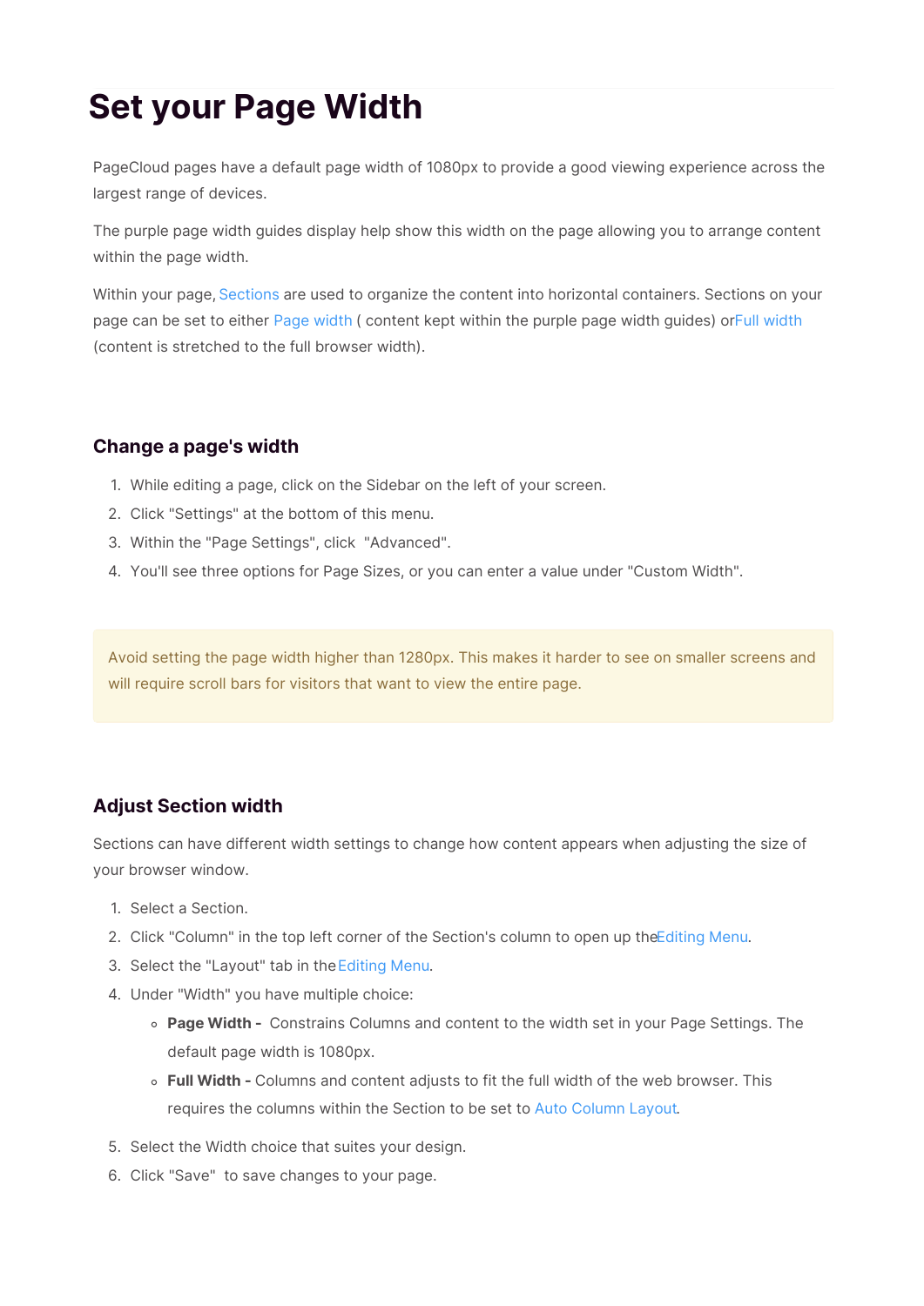# Set your Page Width

PageCloud pages have a default page width of 1080px to provide a good viewing experience across the largest range of devices.

The purple page width guides display help show this width on the page allowing you to arrange content within the page width.

Within your page, Sections are used to organize the content into horizontal containers. Sections on your page can be set to either Page width ( content kept within the purple page width guides) orFull width (content is stretched to the full browser width).

### Change a page's width

1. While editing a page, click on the Sidebar on the left of your screen.
2. Click "Settings" at the bottom of this menu.
3. Within the "Page Settings", click "Advanced".
4. You'll see three options for Page Sizes, or you can enter a value under "Custom Width".

> Avoid setting the page width higher than 1280px. This makes it harder to see on smaller screens and will require scroll bars for visitors that want to view the entire page.

### Adjust Section width

Sections can have different width settings to change how content appears when adjusting the size of your browser window.

1. Select a Section.
2. Click "Column" in the top left corner of the Section's column to open up theEditing Menu.
3. Select the "Layout" tab in the Editing Menu.
4. Under "Width" you have multiple choice:
   - **Page Width -** Constrains Columns and content to the width set in your Page Settings. The default page width is 1080px.
   - **Full Width -** Columns and content adjusts to fit the full width of the web browser. This requires the columns within the Section to be set to Auto Column Layout.
5. Select the Width choice that suites your design.
6. Click "Save" to save changes to your page.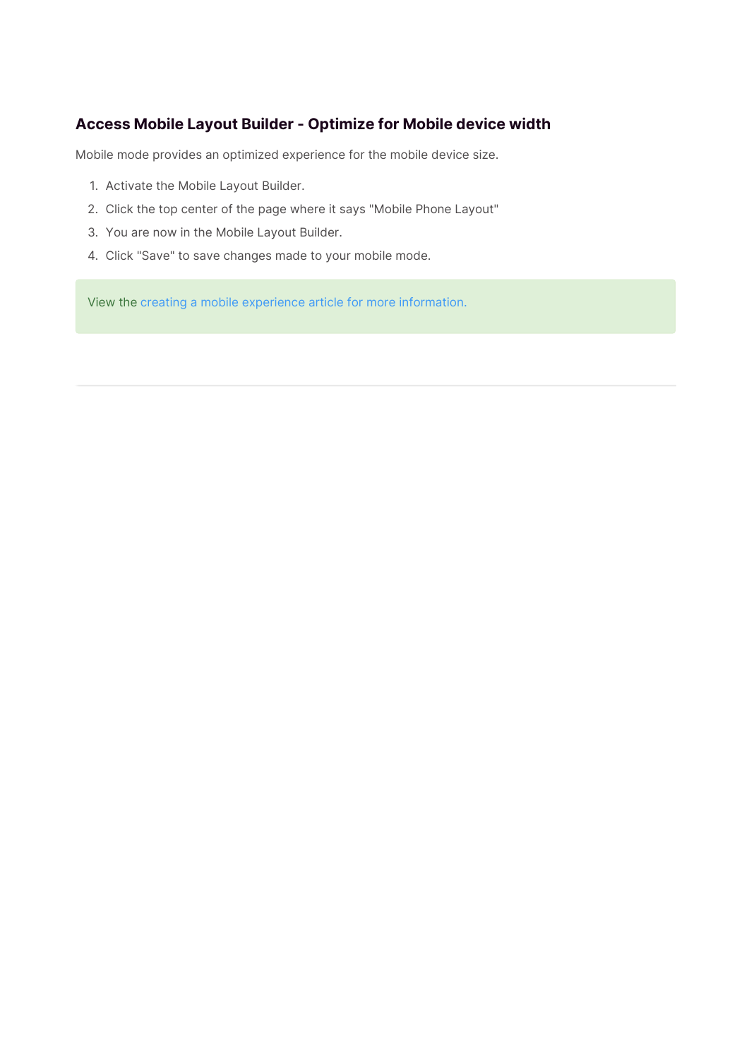### Access Mobile Layout Builder - Optimize for Mobile device width

Mobile mode provides an optimized experience for the mobile device size.

1. Activate the Mobile Layout Builder.
2. Click the top center of the page where it says "Mobile Phone Layout"
3. You are now in the Mobile Layout Builder.
4. Click "Save" to save changes made to your mobile mode.

> View the creating a mobile experience article for more information.

---